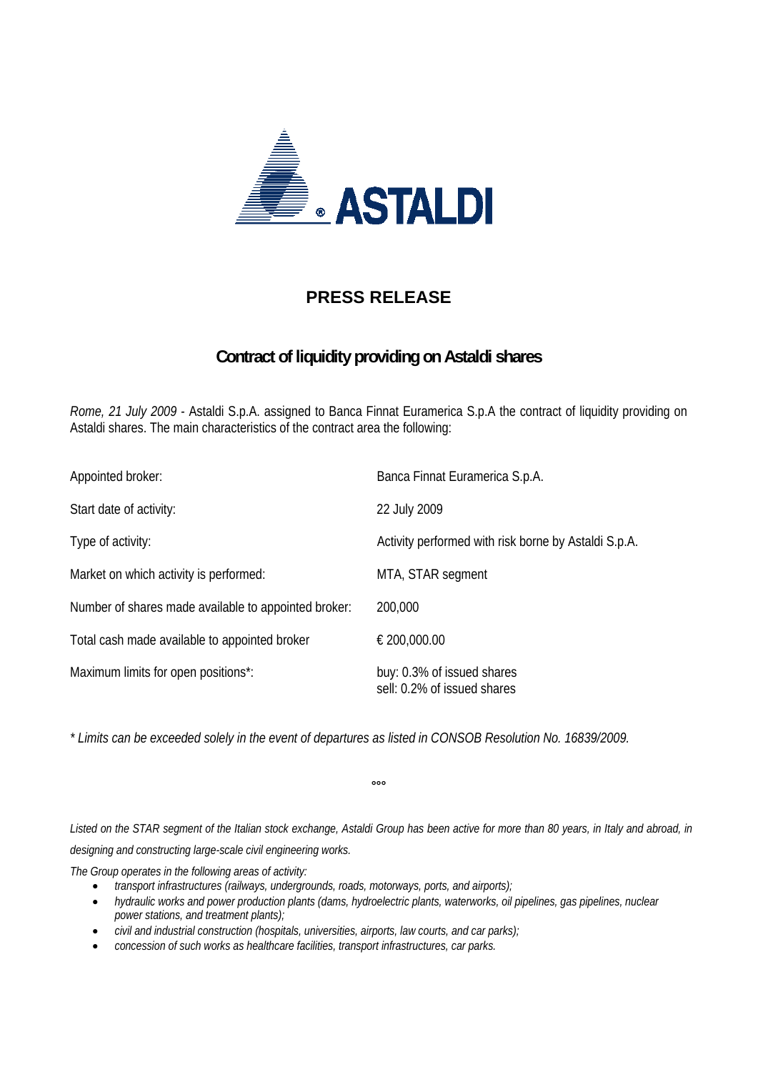# PRESS RELEASE

## Contract of liquidity providing on Astaldi shares

*Rome, 21 July 2009* - Astaldi S.p.A. assigned to Banca Finnat Euramerica S.p.A the contract of liquidity providing on Astaldi shares. The main characteristics of the contract area the following:

| | |
|---|---|
| Appointed broker: | Banca Finnat Euramerica S.p.A. |
| Start date of activity: | 22 July 2009 |
| Type of activity: | Activity performed with risk borne by Astaldi S.p.A. |
| Market on which activity is performed: | MTA, STAR segment |
| Number of shares made available to appointed broker: | 200,000 |
| Total cash made available to appointed broker | € 200,000.00 |
| Maximum limits for open positions*: | buy: 0.3% of issued shares<br>sell: 0.2% of issued shares |

*\* Limits can be exceeded solely in the event of departures as listed in CONSOB Resolution No. 16839/2009.*

°°°

*Listed on the STAR segment of the Italian stock exchange, Astaldi Group has been active for more than 80 years, in Italy and abroad, in designing and constructing large-scale civil engineering works.*

*The Group operates in the following areas of activity:*

- *transport infrastructures (railways, undergrounds, roads, motorways, ports, and airports);*
- *hydraulic works and power production plants (dams, hydroelectric plants, waterworks, oil pipelines, gas pipelines, nuclear power stations, and treatment plants);*
- *civil and industrial construction (hospitals, universities, airports, law courts, and car parks);*
- *concession of such works as healthcare facilities, transport infrastructures, car parks.*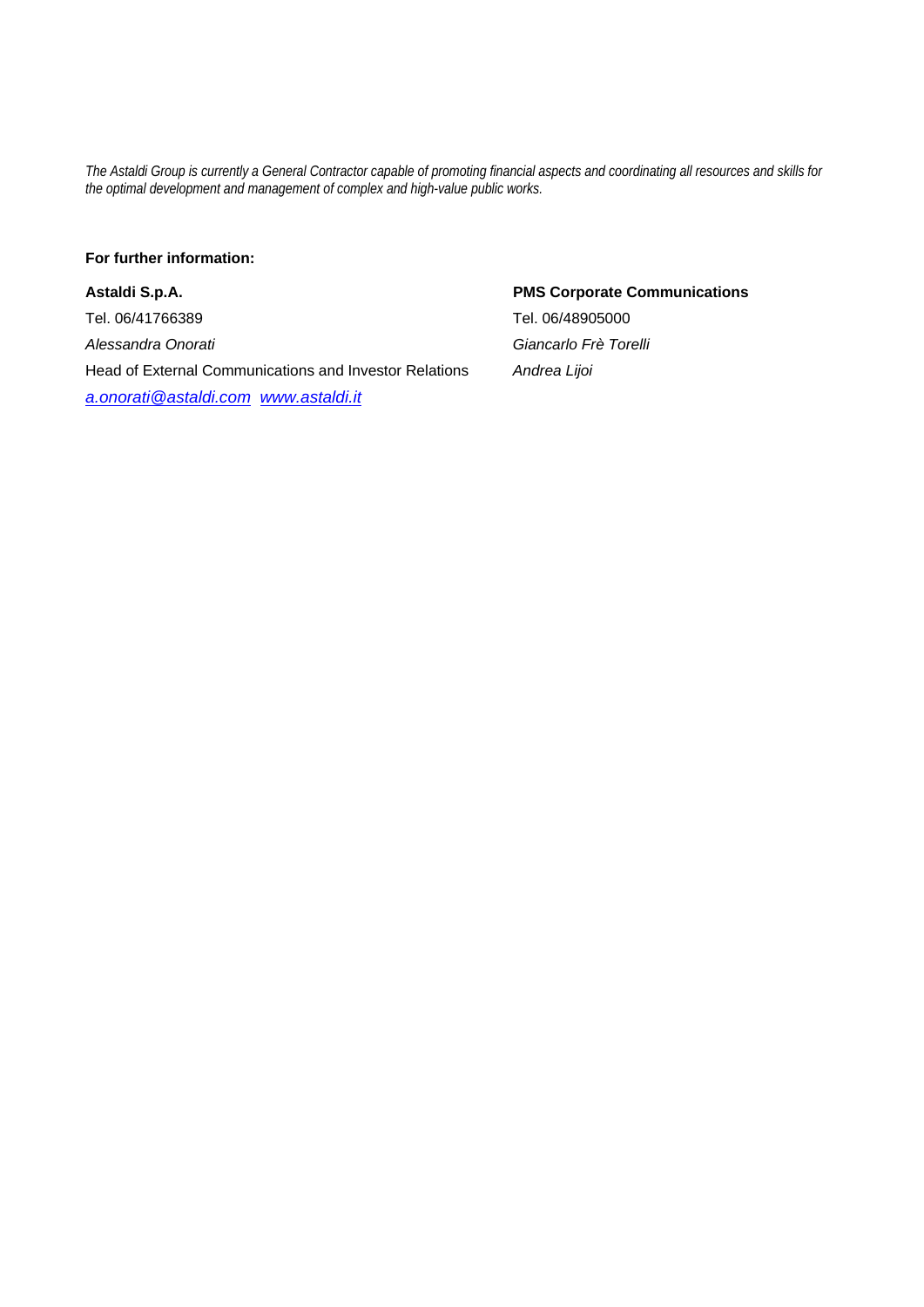*The Astaldi Group is currently a General Contractor capable of promoting financial aspects and coordinating all resources and skills for the optimal development and management of complex and high-value public works.*

**For further information:**

**Astaldi S.p.A.**
Tel. 06/41766389
*Alessandra Onorati*
Head of External Communications and Investor Relations
*a.onorati@astaldi.com* *www.astaldi.it*

**PMS Corporate Communications**
Tel. 06/48905000
*Giancarlo Frè Torelli*
*Andrea Lijoi*